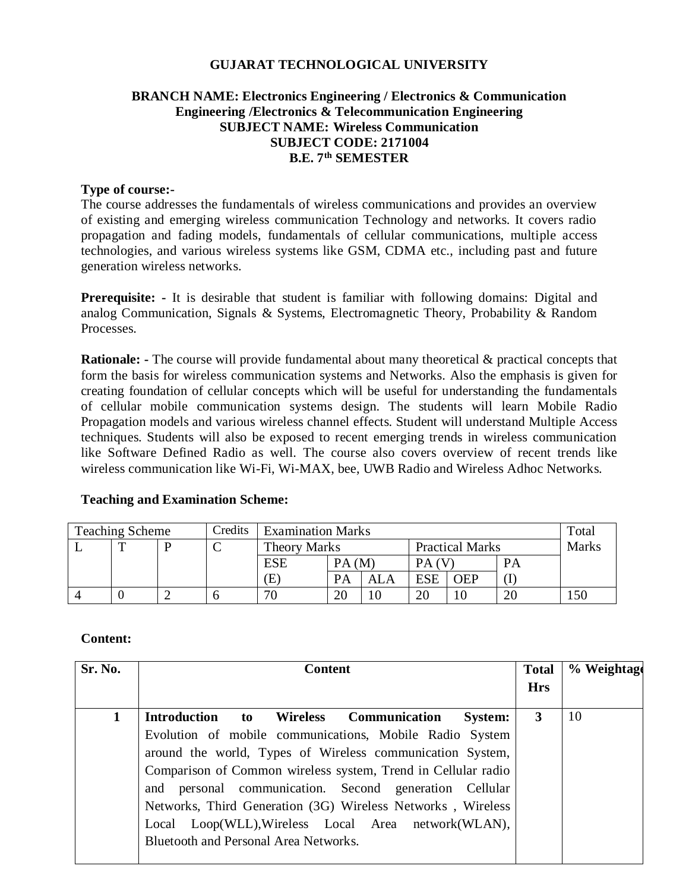# GUJARAT TECHNOLOGICAL UNIVERSITY

## BRANCH NAME: Electronics Engineering / Electronics & Communication Engineering /Electronics & Telecommunication Engineering
## SUBJECT NAME: Wireless Communication
## SUBJECT CODE: 2171004
## B.E. 7th SEMESTER

**Type of course:-**

The course addresses the fundamentals of wireless communications and provides an overview of existing and emerging wireless communication Technology and networks. It covers radio propagation and fading models, fundamentals of cellular communications, multiple access technologies, and various wireless systems like GSM, CDMA etc., including past and future generation wireless networks.

**Prerequisite: -** It is desirable that student is familiar with following domains: Digital and analog Communication, Signals & Systems, Electromagnetic Theory, Probability & Random Processes.

**Rationale: -** The course will provide fundamental about many theoretical & practical concepts that form the basis for wireless communication systems and Networks. Also the emphasis is given for creating foundation of cellular concepts which will be useful for understanding the fundamentals of cellular mobile communication systems design. The students will learn Mobile Radio Propagation models and various wireless channel effects. Student will understand Multiple Access techniques. Students will also be exposed to recent emerging trends in wireless communication like Software Defined Radio as well. The course also covers overview of recent trends like wireless communication like Wi-Fi, Wi-MAX, bee, UWB Radio and Wireless Adhoc Networks.

**Teaching and Examination Scheme:**

| Teaching Scheme | | | Credits | Examination Marks | | | | | | Total Marks |
|---|---|---|---|---|---|---|---|---|---|---|
| L | T | P | C | Theory Marks | | | Practical Marks | | | |
| | | | | ESE (E) | PA (M) | | PA (V) | | PA (I) | |
| | | | | | PA | ALA | ESE | OEP | | |
| 4 | 0 | 2 | 6 | 70 | 20 | 10 | 20 | 10 | 20 | 150 |

**Content:**

| Sr. No. | Content | Total Hrs | % Weightage |
|---|---|---|---|
| 1 | **Introduction to Wireless Communication System:** Evolution of mobile communications, Mobile Radio System around the world, Types of Wireless communication System, Comparison of Common wireless system, Trend in Cellular radio and personal communication. Second generation Cellular Networks, Third Generation (3G) Wireless Networks , Wireless Local Loop(WLL),Wireless Local Area network(WLAN), Bluetooth and Personal Area Networks. | 3 | 10 |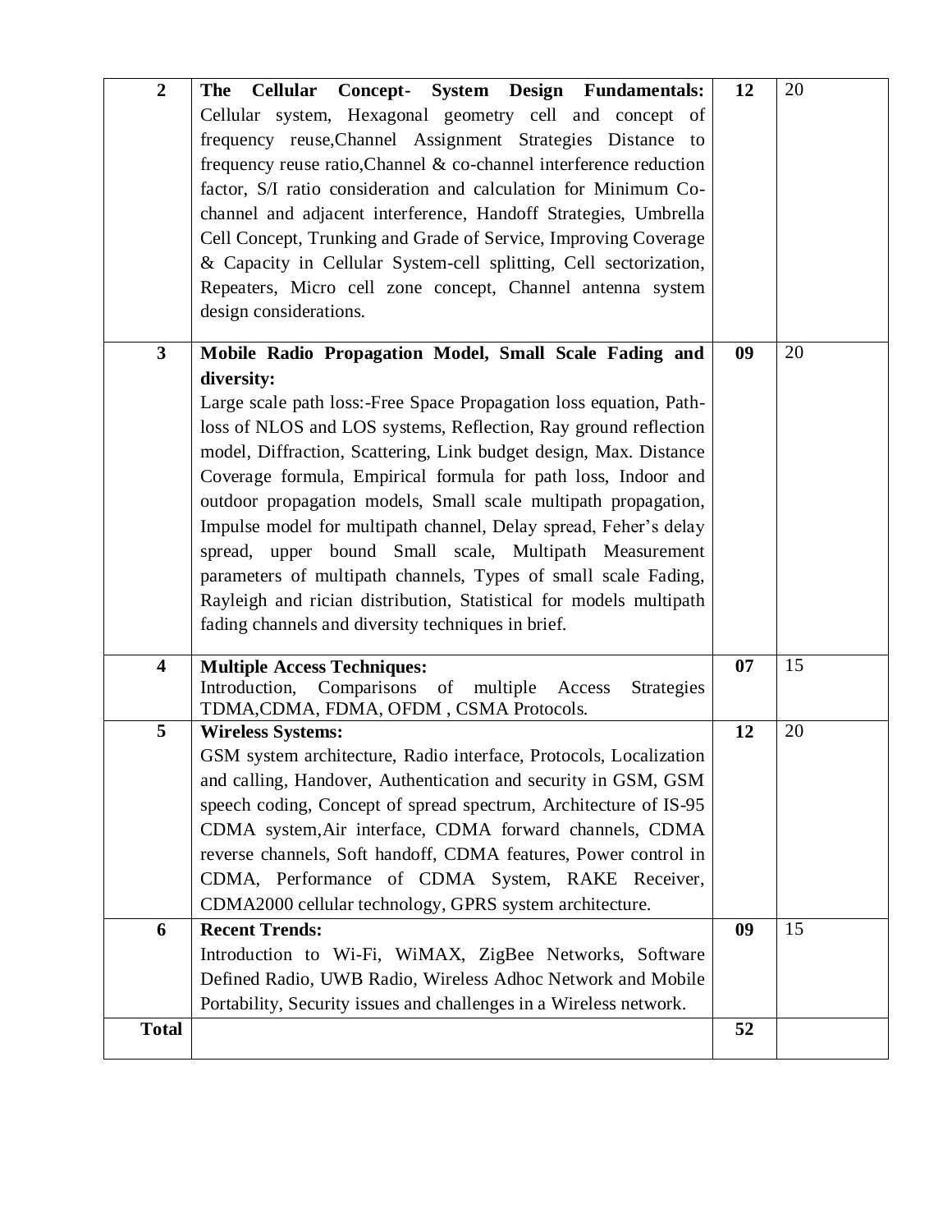| 2 | **The Cellular Concept- System Design Fundamentals:** Cellular system, Hexagonal geometry cell and concept of frequency reuse,Channel Assignment Strategies Distance to frequency reuse ratio,Channel & co-channel interference reduction factor, S/I ratio consideration and calculation for Minimum Co-channel and adjacent interference, Handoff Strategies, Umbrella Cell Concept, Trunking and Grade of Service, Improving Coverage & Capacity in Cellular System-cell splitting, Cell sectorization, Repeaters, Micro cell zone concept, Channel antenna system design considerations. | 12 | 20 |
|---|---|---|---|
| 3 | **Mobile Radio Propagation Model, Small Scale Fading and diversity:** Large scale path loss:-Free Space Propagation loss equation, Path-loss of NLOS and LOS systems, Reflection, Ray ground reflection model, Diffraction, Scattering, Link budget design, Max. Distance Coverage formula, Empirical formula for path loss, Indoor and outdoor propagation models, Small scale multipath propagation, Impulse model for multipath channel, Delay spread, Feher's delay spread, upper bound Small scale, Multipath Measurement parameters of multipath channels, Types of small scale Fading, Rayleigh and rician distribution, Statistical for models multipath fading channels and diversity techniques in brief. | 09 | 20 |
| 4 | **Multiple Access Techniques:** Introduction, Comparisons of multiple Access Strategies TDMA,CDMA, FDMA, OFDM , CSMA Protocols. | 07 | 15 |
| 5 | **Wireless Systems:** GSM system architecture, Radio interface, Protocols, Localization and calling, Handover, Authentication and security in GSM, GSM speech coding, Concept of spread spectrum, Architecture of IS-95 CDMA system,Air interface, CDMA forward channels, CDMA reverse channels, Soft handoff, CDMA features, Power control in CDMA, Performance of CDMA System, RAKE Receiver, CDMA2000 cellular technology, GPRS system architecture. | 12 | 20 |
| 6 | **Recent Trends:** Introduction to Wi-Fi, WiMAX, ZigBee Networks, Software Defined Radio, UWB Radio, Wireless Adhoc Network and Mobile Portability, Security issues and challenges in a Wireless network. | 09 | 15 |
| **Total** | | **52** | |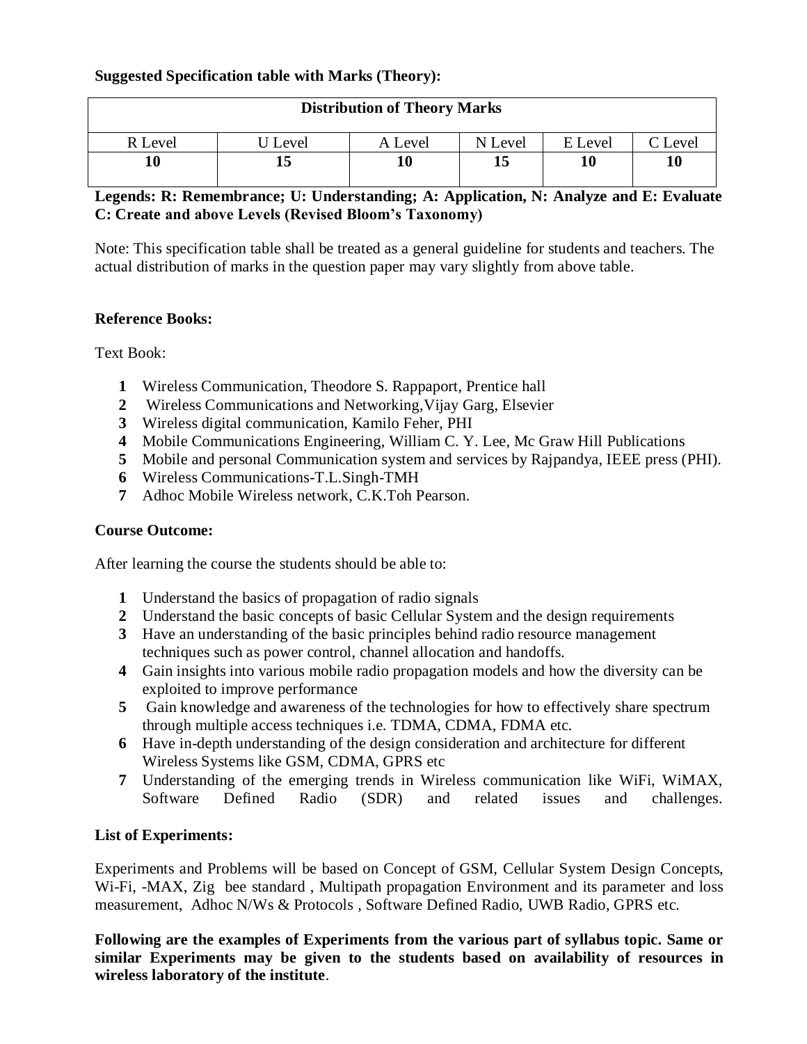**Suggested Specification table with Marks (Theory):**

| Distribution of Theory Marks | | | | | |
|---|---|---|---|---|---|
| R Level | U Level | A Level | N Level | E Level | C Level |
| **10** | **15** | **10** | **15** | **10** | **10** |

**Legends: R: Remembrance; U: Understanding; A: Application, N: Analyze and E: Evaluate C: Create and above Levels (Revised Bloom's Taxonomy)**

Note: This specification table shall be treated as a general guideline for students and teachers. The actual distribution of marks in the question paper may vary slightly from above table.

**Reference Books:**

Text Book:

1. Wireless Communication, Theodore S. Rappaport, Prentice hall
2. Wireless Communications and Networking,Vijay Garg, Elsevier
3. Wireless digital communication, Kamilo Feher, PHI
4. Mobile Communications Engineering, William C. Y. Lee, Mc Graw Hill Publications
5. Mobile and personal Communication system and services by Rajpandya, IEEE press (PHI).
6. Wireless Communications-T.L.Singh-TMH
7. Adhoc Mobile Wireless network, C.K.Toh Pearson.

**Course Outcome:**

After learning the course the students should be able to:

1. Understand the basics of propagation of radio signals
2. Understand the basic concepts of basic Cellular System and the design requirements
3. Have an understanding of the basic principles behind radio resource management techniques such as power control, channel allocation and handoffs.
4. Gain insights into various mobile radio propagation models and how the diversity can be exploited to improve performance
5. Gain knowledge and awareness of the technologies for how to effectively share spectrum through multiple access techniques i.e. TDMA, CDMA, FDMA etc.
6. Have in-depth understanding of the design consideration and architecture for different Wireless Systems like GSM, CDMA, GPRS etc
7. Understanding of the emerging trends in Wireless communication like WiFi, WiMAX, Software Defined Radio (SDR) and related issues and challenges.

**List of Experiments:**

Experiments and Problems will be based on Concept of GSM, Cellular System Design Concepts, Wi-Fi, -MAX, Zig bee standard , Multipath propagation Environment and its parameter and loss measurement, Adhoc N/Ws & Protocols , Software Defined Radio, UWB Radio, GPRS etc.

**Following are the examples of Experiments from the various part of syllabus topic. Same or similar Experiments may be given to the students based on availability of resources in wireless laboratory of the institute**.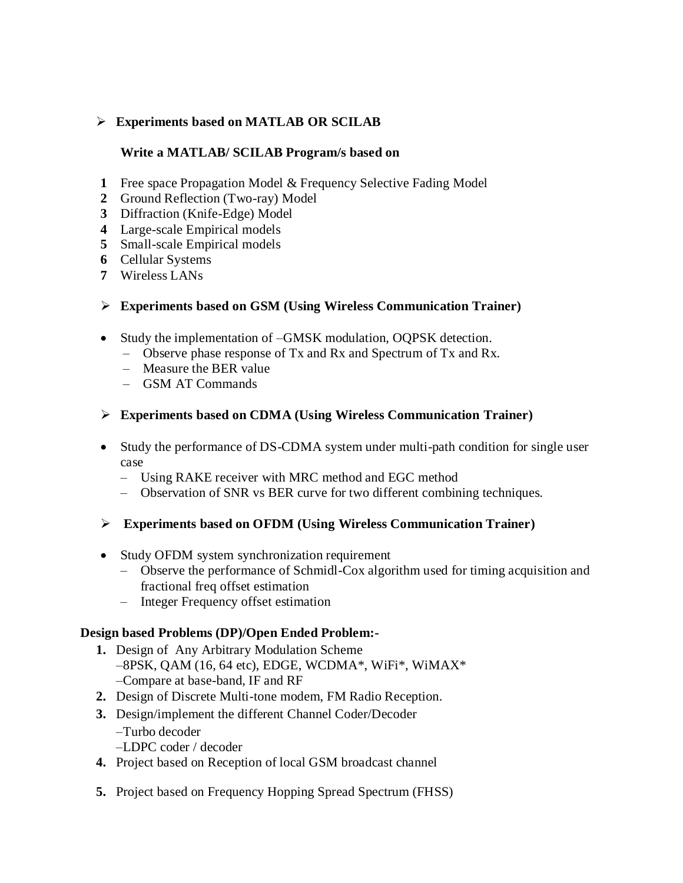- **Experiments based on MATLAB OR SCILAB**

  **Write a MATLAB/ SCILAB Program/s based on**

1. Free space Propagation Model & Frequency Selective Fading Model
2. Ground Reflection (Two-ray) Model
3. Diffraction (Knife-Edge) Model
4. Large-scale Empirical models
5. Small-scale Empirical models
6. Cellular Systems
7. Wireless LANs

- **Experiments based on GSM (Using Wireless Communication Trainer)**

- Study the implementation of –GMSK modulation, OQPSK detection.
  - Observe phase response of Tx and Rx and Spectrum of Tx and Rx.
  - Measure the BER value
  - GSM AT Commands

- **Experiments based on CDMA (Using Wireless Communication Trainer)**

- Study the performance of DS-CDMA system under multi-path condition for single user case
  - Using RAKE receiver with MRC method and EGC method
  - Observation of SNR vs BER curve for two different combining techniques.

- **Experiments based on OFDM (Using Wireless Communication Trainer)**

- Study OFDM system synchronization requirement
  - Observe the performance of Schmidl-Cox algorithm used for timing acquisition and fractional freq offset estimation
  - Integer Frequency offset estimation

**Design based Problems (DP)/Open Ended Problem:-**

1. Design of Any Arbitrary Modulation Scheme
   –8PSK, QAM (16, 64 etc), EDGE, WCDMA*, WiFi*, WiMAX*
   –Compare at base-band, IF and RF
2. Design of Discrete Multi-tone modem, FM Radio Reception.
3. Design/implement the different Channel Coder/Decoder
   –Turbo decoder
   –LDPC coder / decoder
4. Project based on Reception of local GSM broadcast channel
5. Project based on Frequency Hopping Spread Spectrum (FHSS)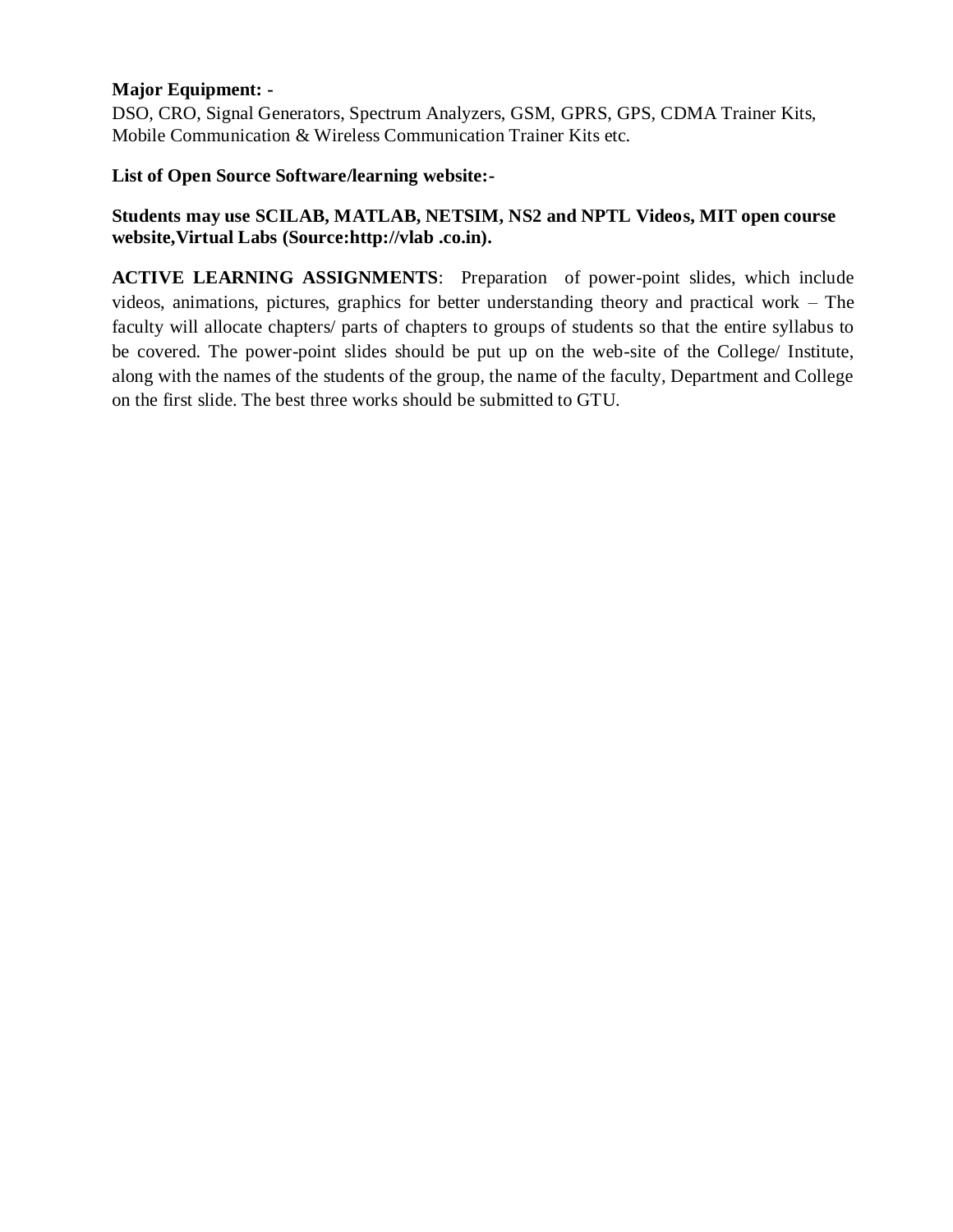**Major Equipment: -**

DSO, CRO, Signal Generators, Spectrum Analyzers, GSM, GPRS, GPS, CDMA Trainer Kits, Mobile Communication & Wireless Communication Trainer Kits etc.

**List of Open Source Software/learning website:-**

**Students may use SCILAB, MATLAB, NETSIM, NS2 and NPTL Videos, MIT open course website,Virtual Labs (Source:http://vlab .co.in).**

**ACTIVE LEARNING ASSIGNMENTS**: Preparation of power-point slides, which include videos, animations, pictures, graphics for better understanding theory and practical work – The faculty will allocate chapters/ parts of chapters to groups of students so that the entire syllabus to be covered. The power-point slides should be put up on the web-site of the College/ Institute, along with the names of the students of the group, the name of the faculty, Department and College on the first slide. The best three works should be submitted to GTU.